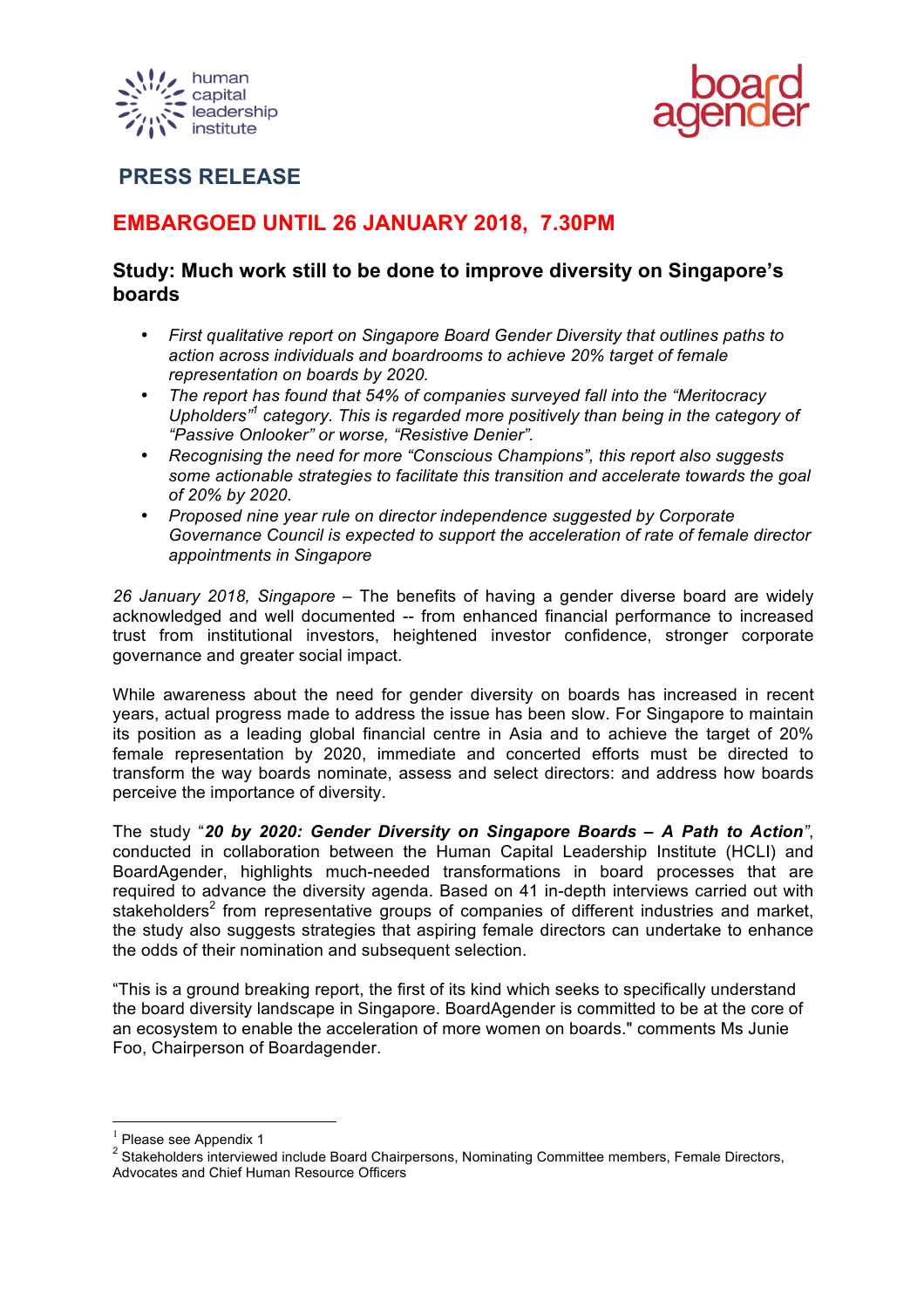human capital leadership institute

board agender

## PRESS RELEASE

## EMBARGOED UNTIL 26 JANUARY 2018, 7.30PM

### Study: Much work still to be done to improve diversity on Singapore's boards

- *First qualitative report on Singapore Board Gender Diversity that outlines paths to action across individuals and boardrooms to achieve 20% target of female representation on boards by 2020.*
- *The report has found that 54% of companies surveyed fall into the "Meritocracy Upholders"[1] category. This is regarded more positively than being in the category of "Passive Onlooker" or worse, "Resistive Denier".*
- *Recognising the need for more "Conscious Champions", this report also suggests some actionable strategies to facilitate this transition and accelerate towards the goal of 20% by 2020.*
- *Proposed nine year rule on director independence suggested by Corporate Governance Council is expected to support the acceleration of rate of female director appointments in Singapore*

*26 January 2018, Singapore* – The benefits of having a gender diverse board are widely acknowledged and well documented -- from enhanced financial performance to increased trust from institutional investors, heightened investor confidence, stronger corporate governance and greater social impact.

While awareness about the need for gender diversity on boards has increased in recent years, actual progress made to address the issue has been slow. For Singapore to maintain its position as a leading global financial centre in Asia and to achieve the target of 20% female representation by 2020, immediate and concerted efforts must be directed to transform the way boards nominate, assess and select directors: and address how boards perceive the importance of diversity.

The study "***20 by 2020: Gender Diversity on Singapore Boards – A Path to Action***", conducted in collaboration between the Human Capital Leadership Institute (HCLI) and BoardAgender, highlights much-needed transformations in board processes that are required to advance the diversity agenda. Based on 41 in-depth interviews carried out with stakeholders[2] from representative groups of companies of different industries and market, the study also suggests strategies that aspiring female directors can undertake to enhance the odds of their nomination and subsequent selection.

"This is a ground breaking report, the first of its kind which seeks to specifically understand the board diversity landscape in Singapore. BoardAgender is committed to be at the core of an ecosystem to enable the acceleration of more women on boards." comments Ms Junie Foo, Chairperson of Boardagender.

---

[1] Please see Appendix 1

[2] Stakeholders interviewed include Board Chairpersons, Nominating Committee members, Female Directors, Advocates and Chief Human Resource Officers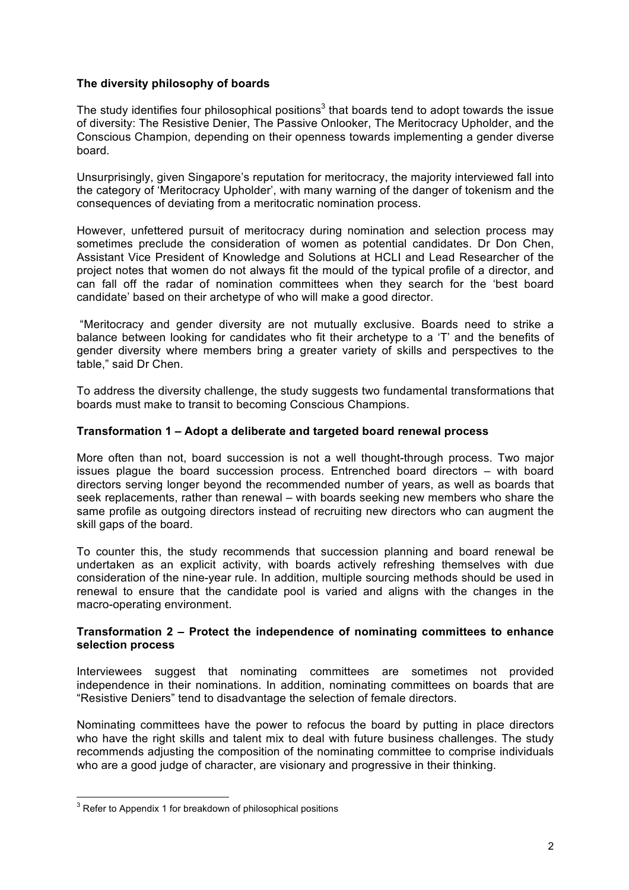**The diversity philosophy of boards**

The study identifies four philosophical positions[3] that boards tend to adopt towards the issue of diversity: The Resistive Denier, The Passive Onlooker, The Meritocracy Upholder, and the Conscious Champion, depending on their openness towards implementing a gender diverse board.

Unsurprisingly, given Singapore's reputation for meritocracy, the majority interviewed fall into the category of 'Meritocracy Upholder', with many warning of the danger of tokenism and the consequences of deviating from a meritocratic nomination process.

However, unfettered pursuit of meritocracy during nomination and selection process may sometimes preclude the consideration of women as potential candidates. Dr Don Chen, Assistant Vice President of Knowledge and Solutions at HCLI and Lead Researcher of the project notes that women do not always fit the mould of the typical profile of a director, and can fall off the radar of nomination committees when they search for the 'best board candidate' based on their archetype of who will make a good director.

"Meritocracy and gender diversity are not mutually exclusive. Boards need to strike a balance between looking for candidates who fit their archetype to a 'T' and the benefits of gender diversity where members bring a greater variety of skills and perspectives to the table," said Dr Chen.

To address the diversity challenge, the study suggests two fundamental transformations that boards must make to transit to becoming Conscious Champions.

**Transformation 1 – Adopt a deliberate and targeted board renewal process**

More often than not, board succession is not a well thought-through process. Two major issues plague the board succession process. Entrenched board directors – with board directors serving longer beyond the recommended number of years, as well as boards that seek replacements, rather than renewal – with boards seeking new members who share the same profile as outgoing directors instead of recruiting new directors who can augment the skill gaps of the board.

To counter this, the study recommends that succession planning and board renewal be undertaken as an explicit activity, with boards actively refreshing themselves with due consideration of the nine-year rule. In addition, multiple sourcing methods should be used in renewal to ensure that the candidate pool is varied and aligns with the changes in the macro-operating environment.

**Transformation 2 – Protect the independence of nominating committees to enhance selection process**

Interviewees suggest that nominating committees are sometimes not provided independence in their nominations. In addition, nominating committees on boards that are "Resistive Deniers" tend to disadvantage the selection of female directors.

Nominating committees have the power to refocus the board by putting in place directors who have the right skills and talent mix to deal with future business challenges. The study recommends adjusting the composition of the nominating committee to comprise individuals who are a good judge of character, are visionary and progressive in their thinking.

---

[3] Refer to Appendix 1 for breakdown of philosophical positions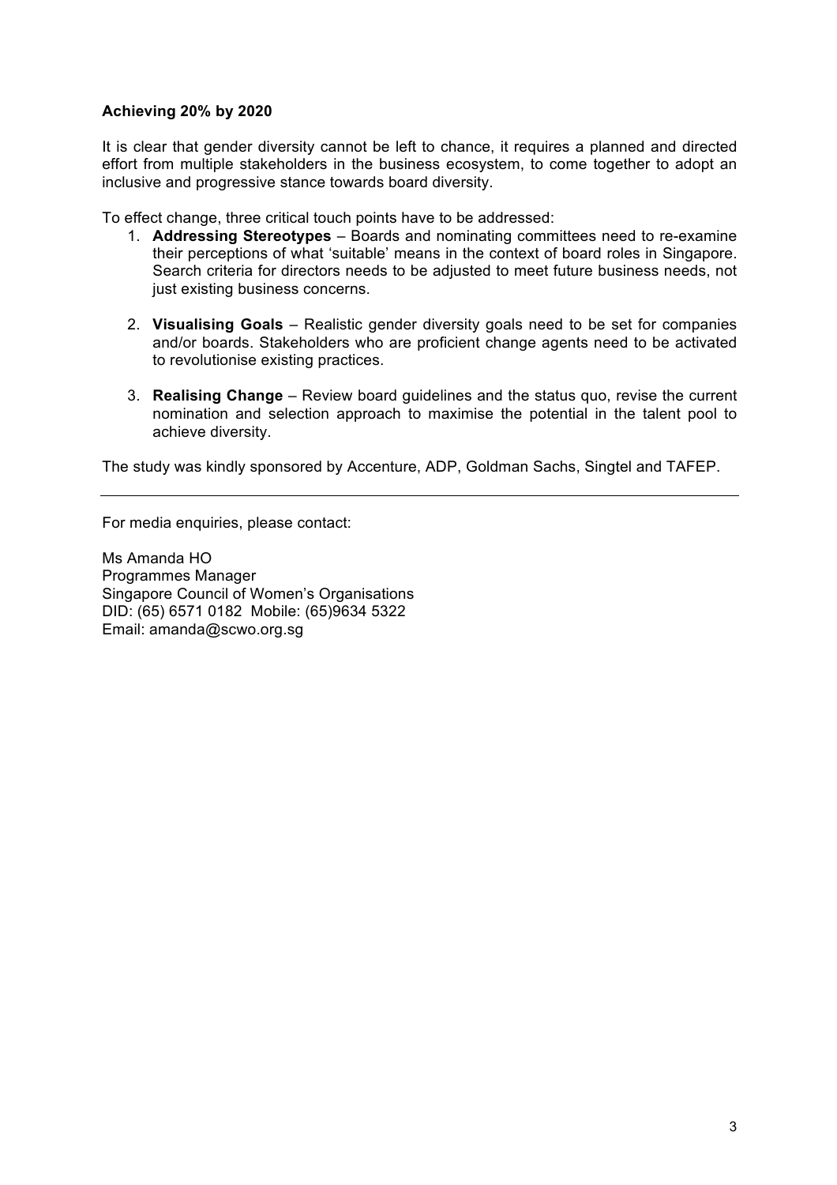**Achieving 20% by 2020**

It is clear that gender diversity cannot be left to chance, it requires a planned and directed effort from multiple stakeholders in the business ecosystem, to come together to adopt an inclusive and progressive stance towards board diversity.

To effect change, three critical touch points have to be addressed:

1. **Addressing Stereotypes** – Boards and nominating committees need to re-examine their perceptions of what 'suitable' means in the context of board roles in Singapore. Search criteria for directors needs to be adjusted to meet future business needs, not just existing business concerns.

2. **Visualising Goals** – Realistic gender diversity goals need to be set for companies and/or boards. Stakeholders who are proficient change agents need to be activated to revolutionise existing practices.

3. **Realising Change** – Review board guidelines and the status quo, revise the current nomination and selection approach to maximise the potential in the talent pool to achieve diversity.

The study was kindly sponsored by Accenture, ADP, Goldman Sachs, Singtel and TAFEP.

---

For media enquiries, please contact:

Ms Amanda HO
Programmes Manager
Singapore Council of Women's Organisations
DID: (65) 6571 0182 Mobile: (65)9634 5322
Email: amanda@scwo.org.sg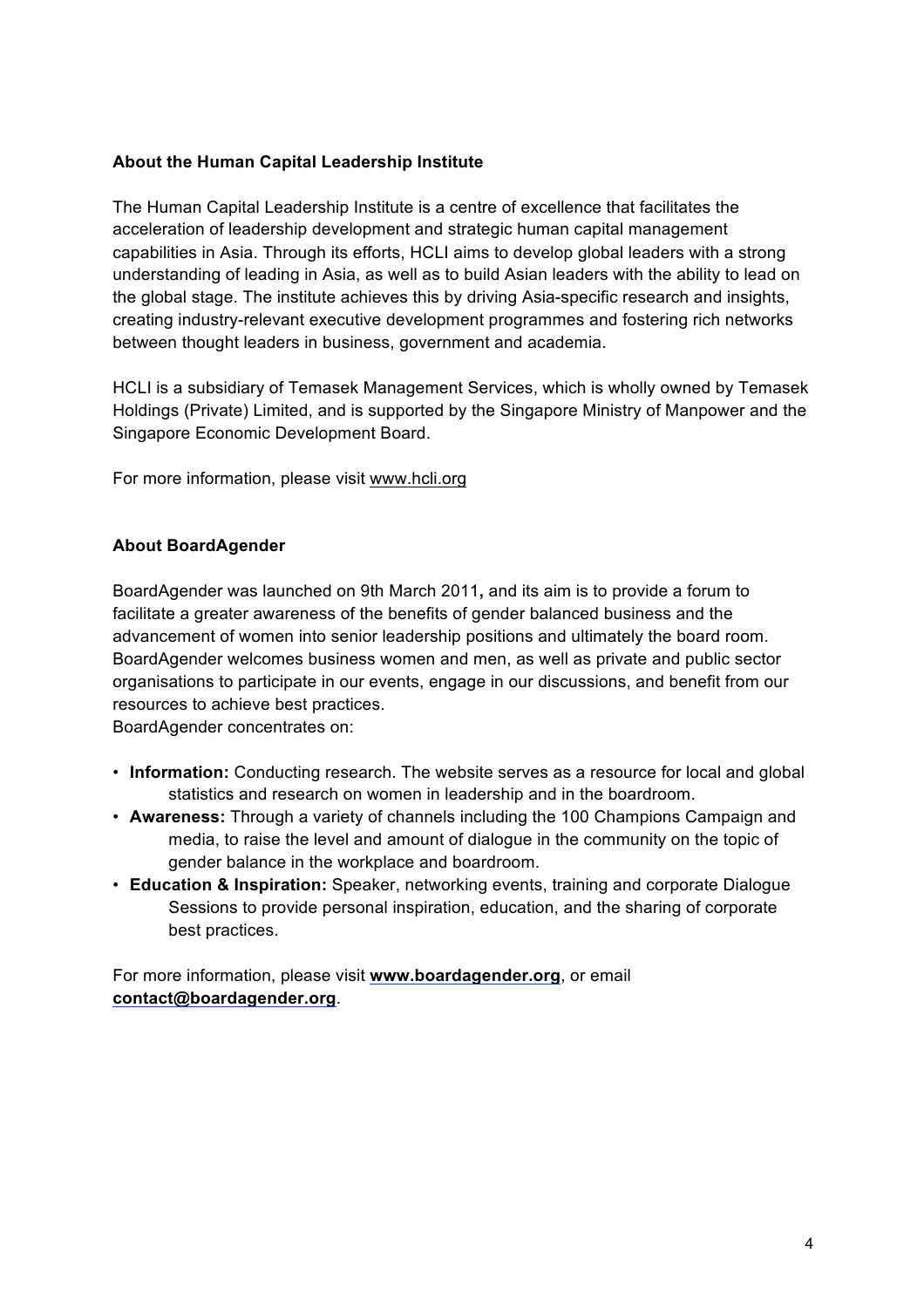**About the Human Capital Leadership Institute**

The Human Capital Leadership Institute is a centre of excellence that facilitates the acceleration of leadership development and strategic human capital management capabilities in Asia. Through its efforts, HCLI aims to develop global leaders with a strong understanding of leading in Asia, as well as to build Asian leaders with the ability to lead on the global stage. The institute achieves this by driving Asia-specific research and insights, creating industry-relevant executive development programmes and fostering rich networks between thought leaders in business, government and academia.

HCLI is a subsidiary of Temasek Management Services, which is wholly owned by Temasek Holdings (Private) Limited, and is supported by the Singapore Ministry of Manpower and the Singapore Economic Development Board.

For more information, please visit www.hcli.org

**About BoardAgender**

BoardAgender was launched on 9th March 2011**,** and its aim is to provide a forum to facilitate a greater awareness of the benefits of gender balanced business and the advancement of women into senior leadership positions and ultimately the board room. BoardAgender welcomes business women and men, as well as private and public sector organisations to participate in our events, engage in our discussions, and benefit from our resources to achieve best practices.
BoardAgender concentrates on:

- **Information:** Conducting research. The website serves as a resource for local and global statistics and research on women in leadership and in the boardroom.
- **Awareness:** Through a variety of channels including the 100 Champions Campaign and media, to raise the level and amount of dialogue in the community on the topic of gender balance in the workplace and boardroom.
- **Education & Inspiration:** Speaker, networking events, training and corporate Dialogue Sessions to provide personal inspiration, education, and the sharing of corporate best practices.

For more information, please visit **www.boardagender.org**, or email **contact@boardagender.org**.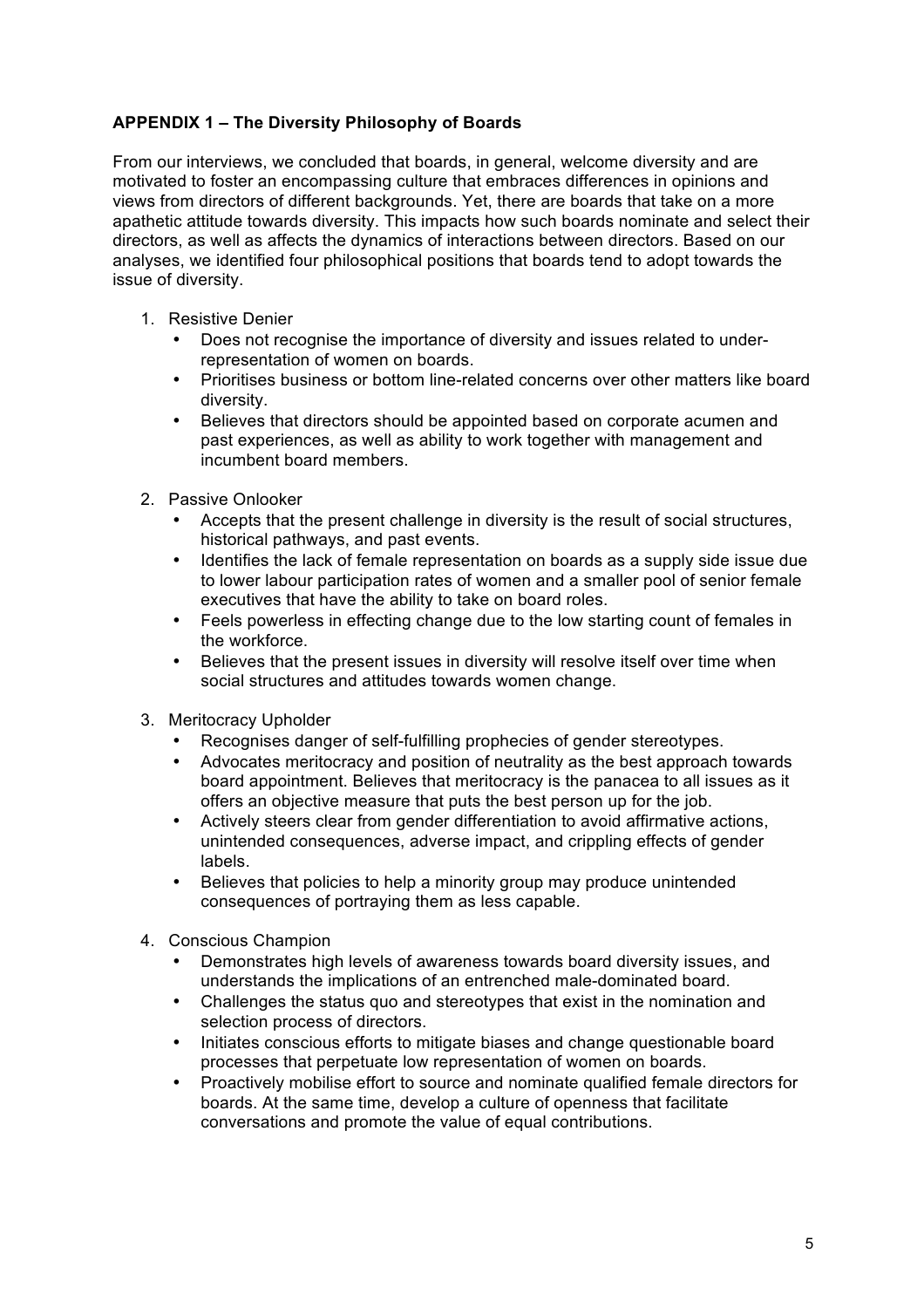**APPENDIX 1 – The Diversity Philosophy of Boards**

From our interviews, we concluded that boards, in general, welcome diversity and are motivated to foster an encompassing culture that embraces differences in opinions and views from directors of different backgrounds. Yet, there are boards that take on a more apathetic attitude towards diversity. This impacts how such boards nominate and select their directors, as well as affects the dynamics of interactions between directors. Based on our analyses, we identified four philosophical positions that boards tend to adopt towards the issue of diversity.

1. Resistive Denier
   - Does not recognise the importance of diversity and issues related to under-representation of women on boards.
   - Prioritises business or bottom line-related concerns over other matters like board diversity.
   - Believes that directors should be appointed based on corporate acumen and past experiences, as well as ability to work together with management and incumbent board members.

2. Passive Onlooker
   - Accepts that the present challenge in diversity is the result of social structures, historical pathways, and past events.
   - Identifies the lack of female representation on boards as a supply side issue due to lower labour participation rates of women and a smaller pool of senior female executives that have the ability to take on board roles.
   - Feels powerless in effecting change due to the low starting count of females in the workforce.
   - Believes that the present issues in diversity will resolve itself over time when social structures and attitudes towards women change.

3. Meritocracy Upholder
   - Recognises danger of self-fulfilling prophecies of gender stereotypes.
   - Advocates meritocracy and position of neutrality as the best approach towards board appointment. Believes that meritocracy is the panacea to all issues as it offers an objective measure that puts the best person up for the job.
   - Actively steers clear from gender differentiation to avoid affirmative actions, unintended consequences, adverse impact, and crippling effects of gender labels.
   - Believes that policies to help a minority group may produce unintended consequences of portraying them as less capable.

4. Conscious Champion
   - Demonstrates high levels of awareness towards board diversity issues, and understands the implications of an entrenched male-dominated board.
   - Challenges the status quo and stereotypes that exist in the nomination and selection process of directors.
   - Initiates conscious efforts to mitigate biases and change questionable board processes that perpetuate low representation of women on boards.
   - Proactively mobilise effort to source and nominate qualified female directors for boards. At the same time, develop a culture of openness that facilitate conversations and promote the value of equal contributions.